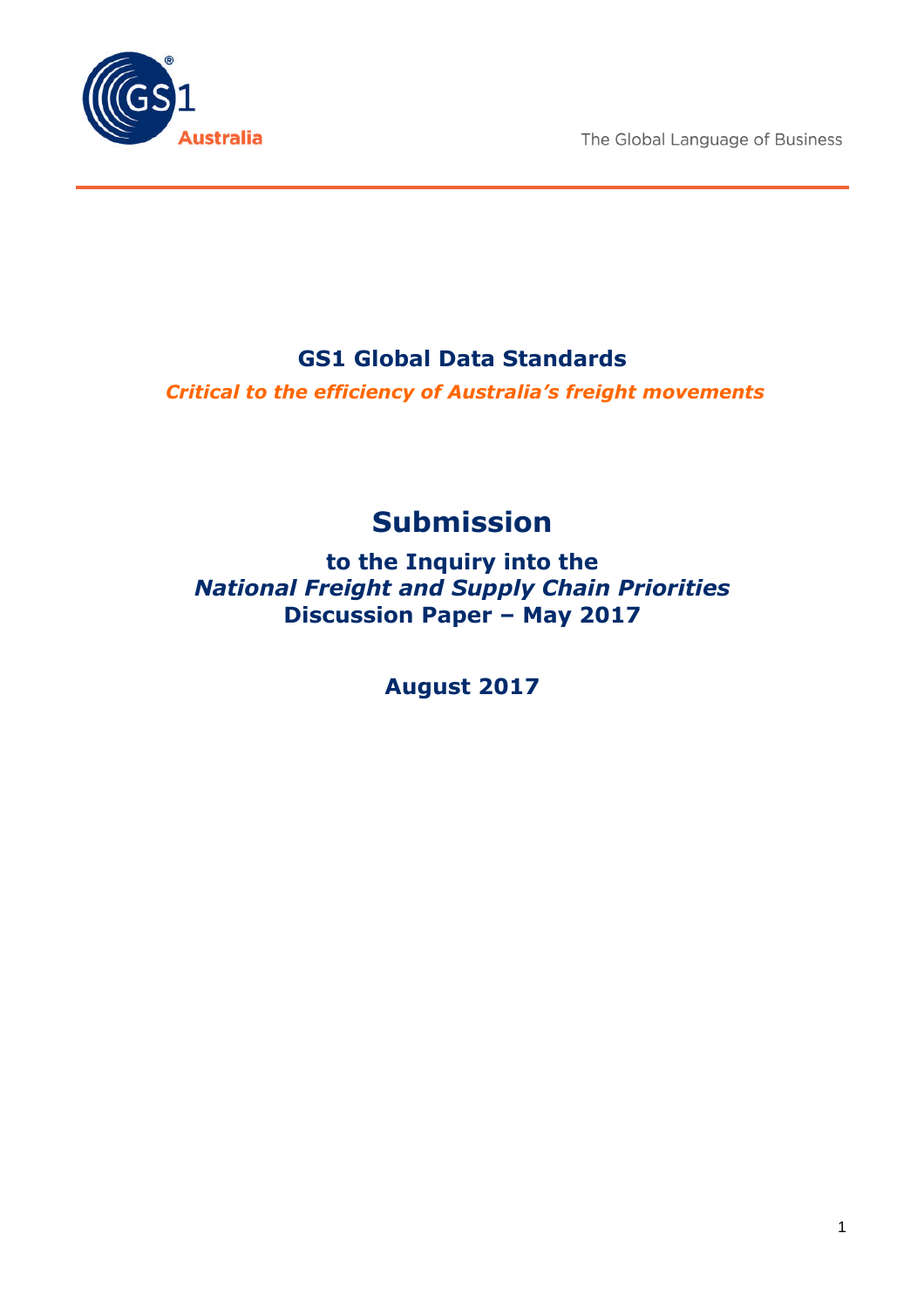The Global Language of Business

# GS1 Global Data Standards

*Critical to the efficiency of Australia's freight movements*

# Submission

## to the Inquiry into the *National Freight and Supply Chain Priorities* Discussion Paper – May 2017

## August 2017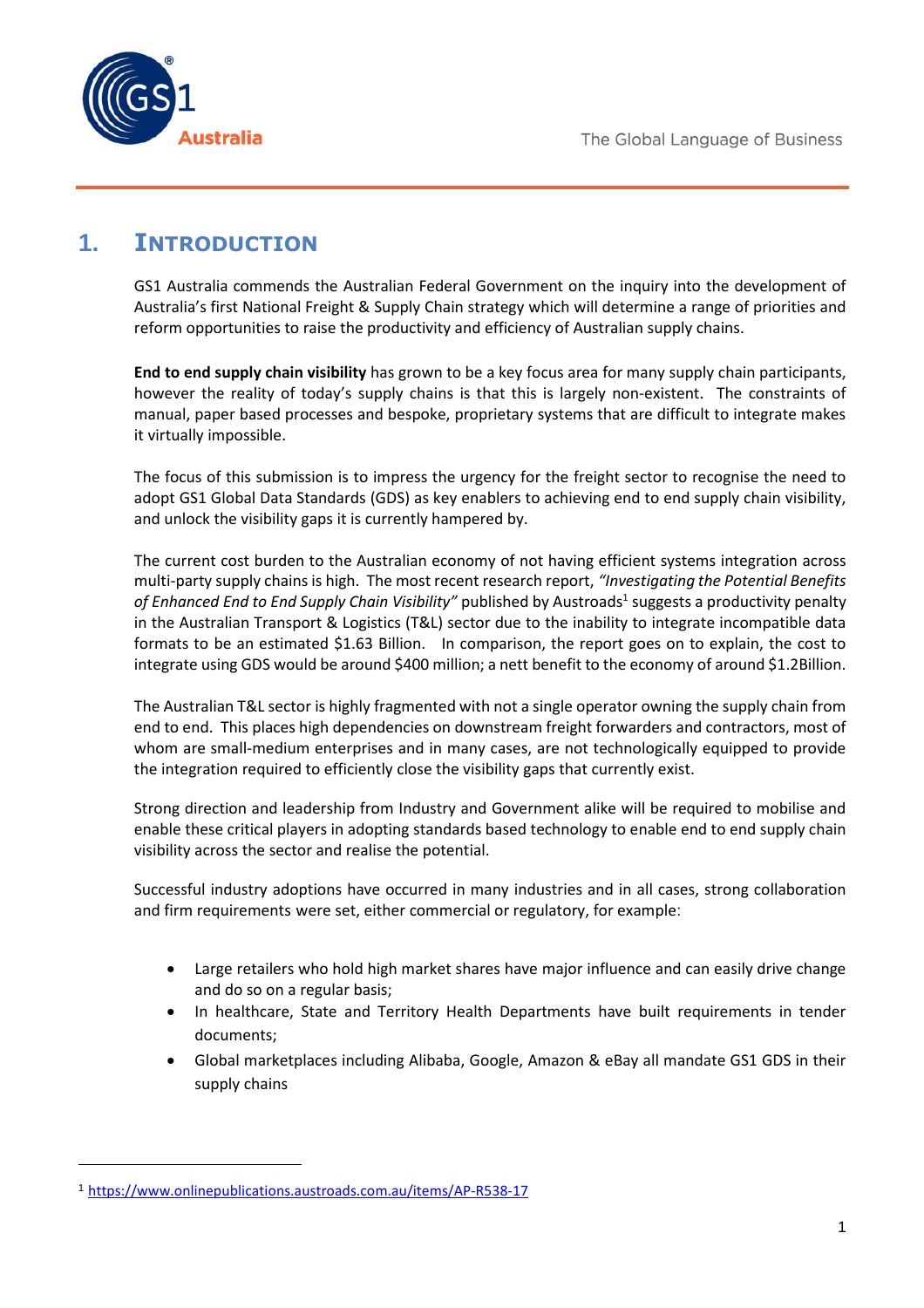# 1. INTRODUCTION

GS1 Australia commends the Australian Federal Government on the inquiry into the development of Australia's first National Freight & Supply Chain strategy which will determine a range of priorities and reform opportunities to raise the productivity and efficiency of Australian supply chains.

**End to end supply chain visibility** has grown to be a key focus area for many supply chain participants, however the reality of today's supply chains is that this is largely non-existent. The constraints of manual, paper based processes and bespoke, proprietary systems that are difficult to integrate makes it virtually impossible.

The focus of this submission is to impress the urgency for the freight sector to recognise the need to adopt GS1 Global Data Standards (GDS) as key enablers to achieving end to end supply chain visibility, and unlock the visibility gaps it is currently hampered by.

The current cost burden to the Australian economy of not having efficient systems integration across multi-party supply chains is high. The most recent research report, *"Investigating the Potential Benefits of Enhanced End to End Supply Chain Visibility"* published by Austroads[1] suggests a productivity penalty in the Australian Transport & Logistics (T&L) sector due to the inability to integrate incompatible data formats to be an estimated $1.63 Billion. In comparison, the report goes on to explain, the cost to integrate using GDS would be around $400 million; a nett benefit to the economy of around $1.2Billion.

The Australian T&L sector is highly fragmented with not a single operator owning the supply chain from end to end. This places high dependencies on downstream freight forwarders and contractors, most of whom are small-medium enterprises and in many cases, are not technologically equipped to provide the integration required to efficiently close the visibility gaps that currently exist.

Strong direction and leadership from Industry and Government alike will be required to mobilise and enable these critical players in adopting standards based technology to enable end to end supply chain visibility across the sector and realise the potential.

Successful industry adoptions have occurred in many industries and in all cases, strong collaboration and firm requirements were set, either commercial or regulatory, for example:

- Large retailers who hold high market shares have major influence and can easily drive change and do so on a regular basis;
- In healthcare, State and Territory Health Departments have built requirements in tender documents;
- Global marketplaces including Alibaba, Google, Amazon & eBay all mandate GS1 GDS in their supply chains

[1] https://www.onlinepublications.austroads.com.au/items/AP-R538-17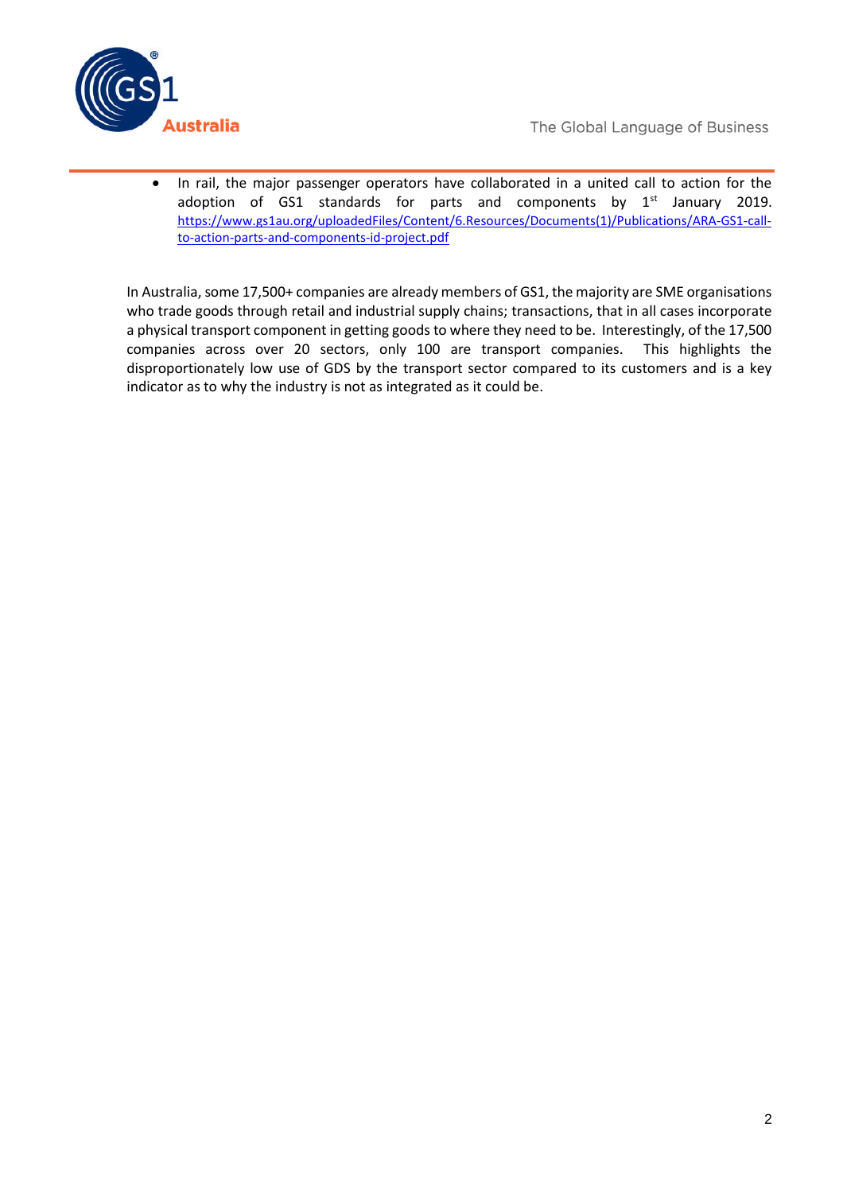- In rail, the major passenger operators have collaborated in a united call to action for the adoption of GS1 standards for parts and components by 1st January 2019. https://www.gs1au.org/uploadedFiles/Content/6.Resources/Documents(1)/Publications/ARA-GS1-call-to-action-parts-and-components-id-project.pdf

In Australia, some 17,500+ companies are already members of GS1, the majority are SME organisations who trade goods through retail and industrial supply chains; transactions, that in all cases incorporate a physical transport component in getting goods to where they need to be. Interestingly, of the 17,500 companies across over 20 sectors, only 100 are transport companies. This highlights the disproportionately low use of GDS by the transport sector compared to its customers and is a key indicator as to why the industry is not as integrated as it could be.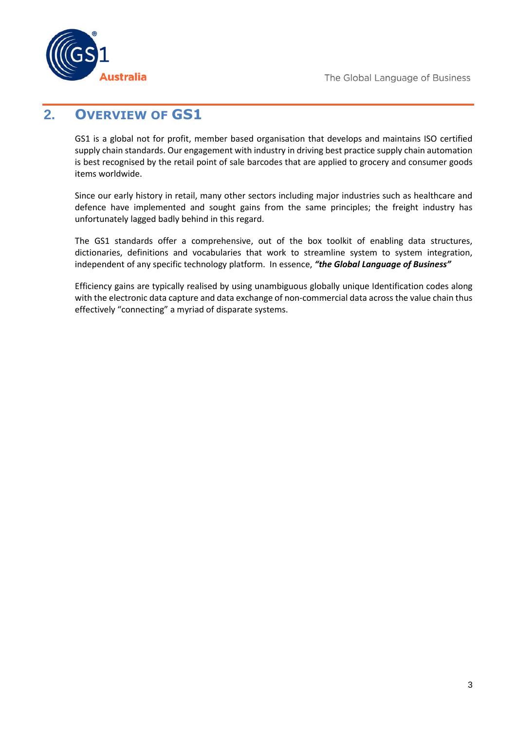## 2. Overview of GS1

GS1 is a global not for profit, member based organisation that develops and maintains ISO certified supply chain standards. Our engagement with industry in driving best practice supply chain automation is best recognised by the retail point of sale barcodes that are applied to grocery and consumer goods items worldwide.

Since our early history in retail, many other sectors including major industries such as healthcare and defence have implemented and sought gains from the same principles; the freight industry has unfortunately lagged badly behind in this regard.

The GS1 standards offer a comprehensive, out of the box toolkit of enabling data structures, dictionaries, definitions and vocabularies that work to streamline system to system integration, independent of any specific technology platform. In essence, ***"the Global Language of Business"***

Efficiency gains are typically realised by using unambiguous globally unique Identification codes along with the electronic data capture and data exchange of non-commercial data across the value chain thus effectively "connecting" a myriad of disparate systems.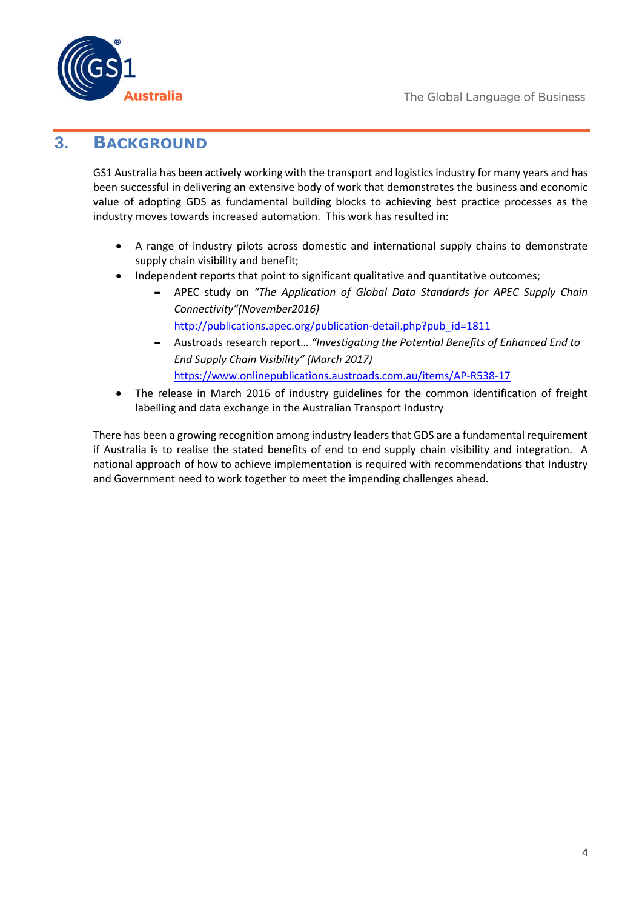## 3. Background

GS1 Australia has been actively working with the transport and logistics industry for many years and has been successful in delivering an extensive body of work that demonstrates the business and economic value of adopting GDS as fundamental building blocks to achieving best practice processes as the industry moves towards increased automation. This work has resulted in:

- A range of industry pilots across domestic and international supply chains to demonstrate supply chain visibility and benefit;
- Independent reports that point to significant qualitative and quantitative outcomes;
  - APEC study on *"The Application of Global Data Standards for APEC Supply Chain Connectivity"(November2016)* [http://publications.apec.org/publication-detail.php?pub_id=1811](http://publications.apec.org/publication-detail.php?pub_id=1811)
  - Austroads research report… *"Investigating the Potential Benefits of Enhanced End to End Supply Chain Visibility" (March 2017)* [https://www.onlinepublications.austroads.com.au/items/AP-R538-17](https://www.onlinepublications.austroads.com.au/items/AP-R538-17)
- The release in March 2016 of industry guidelines for the common identification of freight labelling and data exchange in the Australian Transport Industry

There has been a growing recognition among industry leaders that GDS are a fundamental requirement if Australia is to realise the stated benefits of end to end supply chain visibility and integration. A national approach of how to achieve implementation is required with recommendations that Industry and Government need to work together to meet the impending challenges ahead.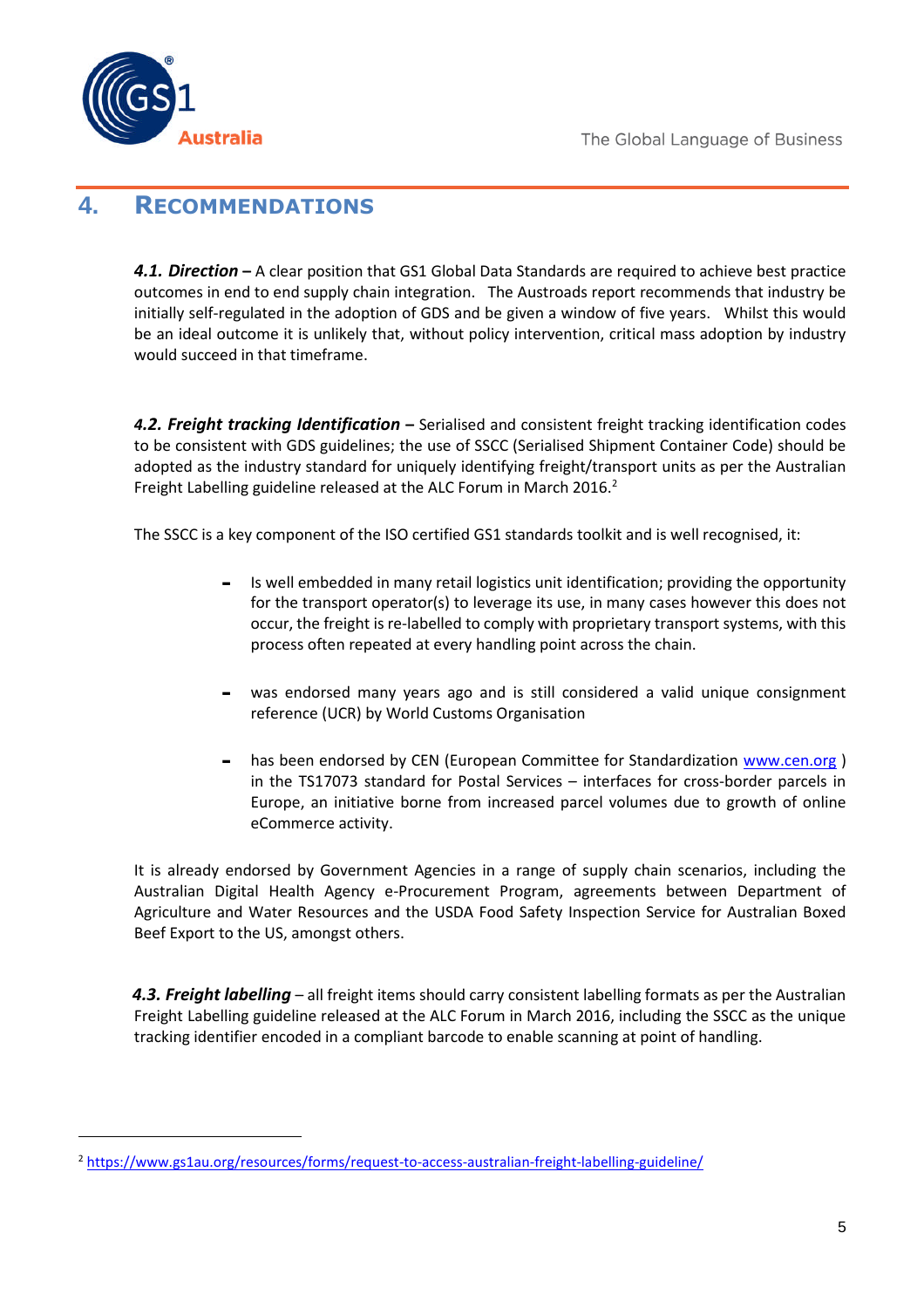## 4. RECOMMENDATIONS

***4.1. Direction –*** A clear position that GS1 Global Data Standards are required to achieve best practice outcomes in end to end supply chain integration. The Austroads report recommends that industry be initially self-regulated in the adoption of GDS and be given a window of five years. Whilst this would be an ideal outcome it is unlikely that, without policy intervention, critical mass adoption by industry would succeed in that timeframe.

***4.2. Freight tracking Identification –*** Serialised and consistent freight tracking identification codes to be consistent with GDS guidelines; the use of SSCC (Serialised Shipment Container Code) should be adopted as the industry standard for uniquely identifying freight/transport units as per the Australian Freight Labelling guideline released at the ALC Forum in March 2016.[2]

The SSCC is a key component of the ISO certified GS1 standards toolkit and is well recognised, it:

- Is well embedded in many retail logistics unit identification; providing the opportunity for the transport operator(s) to leverage its use, in many cases however this does not occur, the freight is re-labelled to comply with proprietary transport systems, with this process often repeated at every handling point across the chain.
- was endorsed many years ago and is still considered a valid unique consignment reference (UCR) by World Customs Organisation
- has been endorsed by CEN (European Committee for Standardization www.cen.org ) in the TS17073 standard for Postal Services – interfaces for cross-border parcels in Europe, an initiative borne from increased parcel volumes due to growth of online eCommerce activity.

It is already endorsed by Government Agencies in a range of supply chain scenarios, including the Australian Digital Health Agency e-Procurement Program, agreements between Department of Agriculture and Water Resources and the USDA Food Safety Inspection Service for Australian Boxed Beef Export to the US, amongst others.

***4.3. Freight labelling*** – all freight items should carry consistent labelling formats as per the Australian Freight Labelling guideline released at the ALC Forum in March 2016, including the SSCC as the unique tracking identifier encoded in a compliant barcode to enable scanning at point of handling.

---

[2] https://www.gs1au.org/resources/forms/request-to-access-australian-freight-labelling-guideline/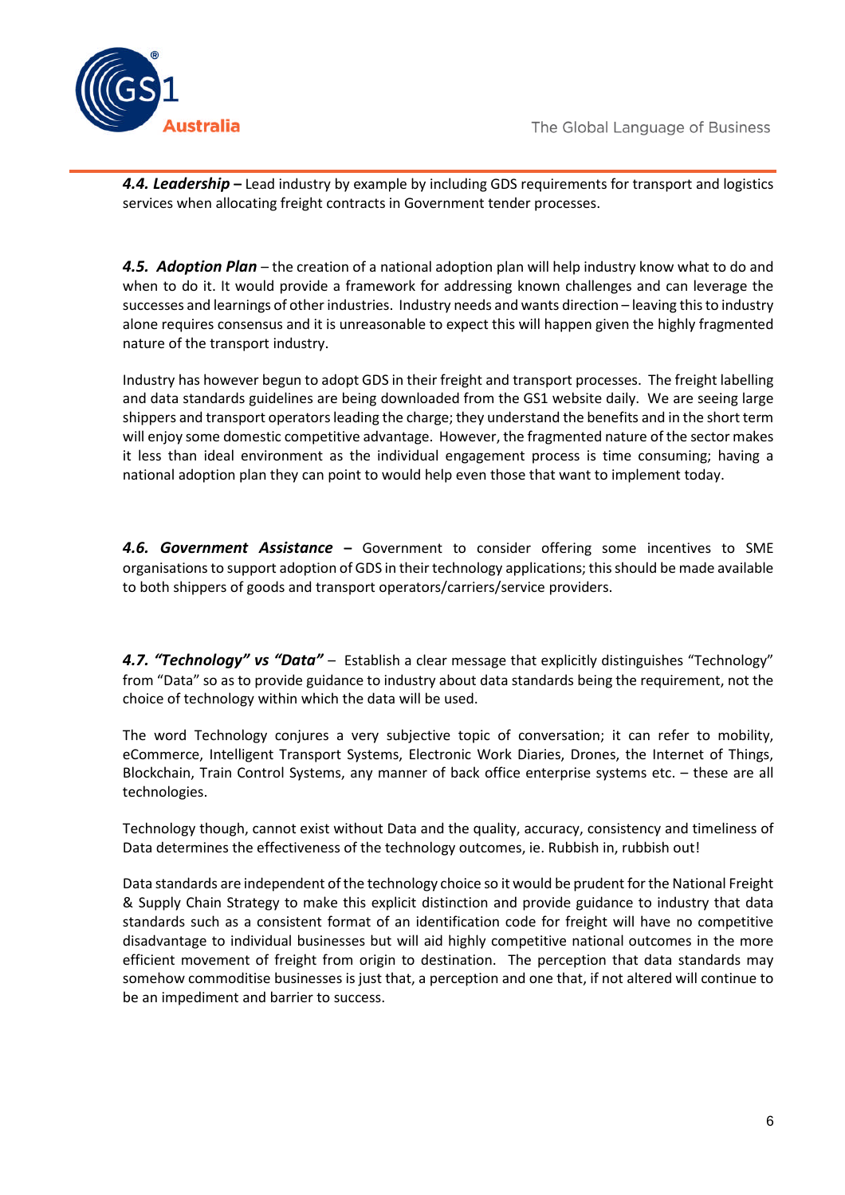***4.4. Leadership –*** Lead industry by example by including GDS requirements for transport and logistics services when allocating freight contracts in Government tender processes.

***4.5. Adoption Plan*** – the creation of a national adoption plan will help industry know what to do and when to do it. It would provide a framework for addressing known challenges and can leverage the successes and learnings of other industries. Industry needs and wants direction – leaving this to industry alone requires consensus and it is unreasonable to expect this will happen given the highly fragmented nature of the transport industry.

Industry has however begun to adopt GDS in their freight and transport processes. The freight labelling and data standards guidelines are being downloaded from the GS1 website daily. We are seeing large shippers and transport operators leading the charge; they understand the benefits and in the short term will enjoy some domestic competitive advantage. However, the fragmented nature of the sector makes it less than ideal environment as the individual engagement process is time consuming; having a national adoption plan they can point to would help even those that want to implement today.

***4.6. Government Assistance –*** Government to consider offering some incentives to SME organisations to support adoption of GDS in their technology applications; this should be made available to both shippers of goods and transport operators/carriers/service providers.

***4.7. "Technology" vs "Data"*** – Establish a clear message that explicitly distinguishes "Technology" from "Data" so as to provide guidance to industry about data standards being the requirement, not the choice of technology within which the data will be used.

The word Technology conjures a very subjective topic of conversation; it can refer to mobility, eCommerce, Intelligent Transport Systems, Electronic Work Diaries, Drones, the Internet of Things, Blockchain, Train Control Systems, any manner of back office enterprise systems etc. – these are all technologies.

Technology though, cannot exist without Data and the quality, accuracy, consistency and timeliness of Data determines the effectiveness of the technology outcomes, ie. Rubbish in, rubbish out!

Data standards are independent of the technology choice so it would be prudent for the National Freight & Supply Chain Strategy to make this explicit distinction and provide guidance to industry that data standards such as a consistent format of an identification code for freight will have no competitive disadvantage to individual businesses but will aid highly competitive national outcomes in the more efficient movement of freight from origin to destination. The perception that data standards may somehow commoditise businesses is just that, a perception and one that, if not altered will continue to be an impediment and barrier to success.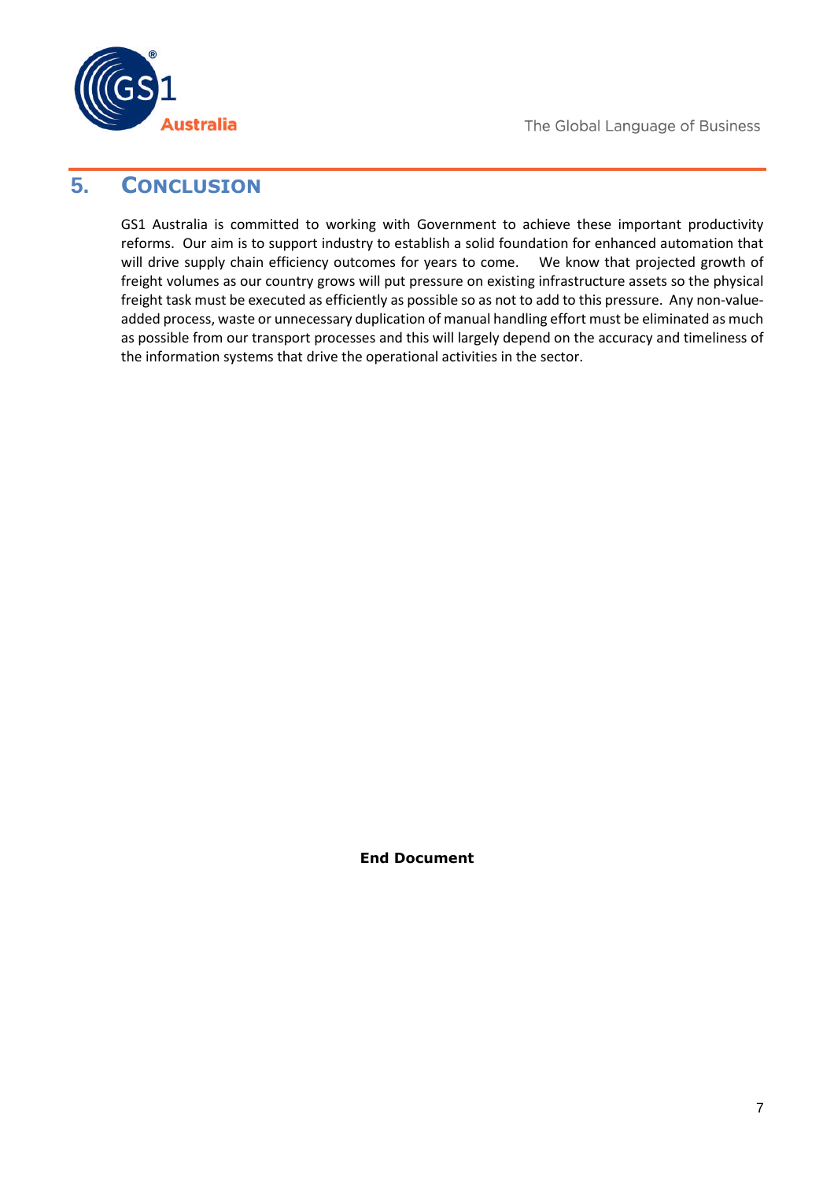## 5. CONCLUSION

GS1 Australia is committed to working with Government to achieve these important productivity reforms. Our aim is to support industry to establish a solid foundation for enhanced automation that will drive supply chain efficiency outcomes for years to come. We know that projected growth of freight volumes as our country grows will put pressure on existing infrastructure assets so the physical freight task must be executed as efficiently as possible so as not to add to this pressure. Any non-value-added process, waste or unnecessary duplication of manual handling effort must be eliminated as much as possible from our transport processes and this will largely depend on the accuracy and timeliness of the information systems that drive the operational activities in the sector.

**End Document**